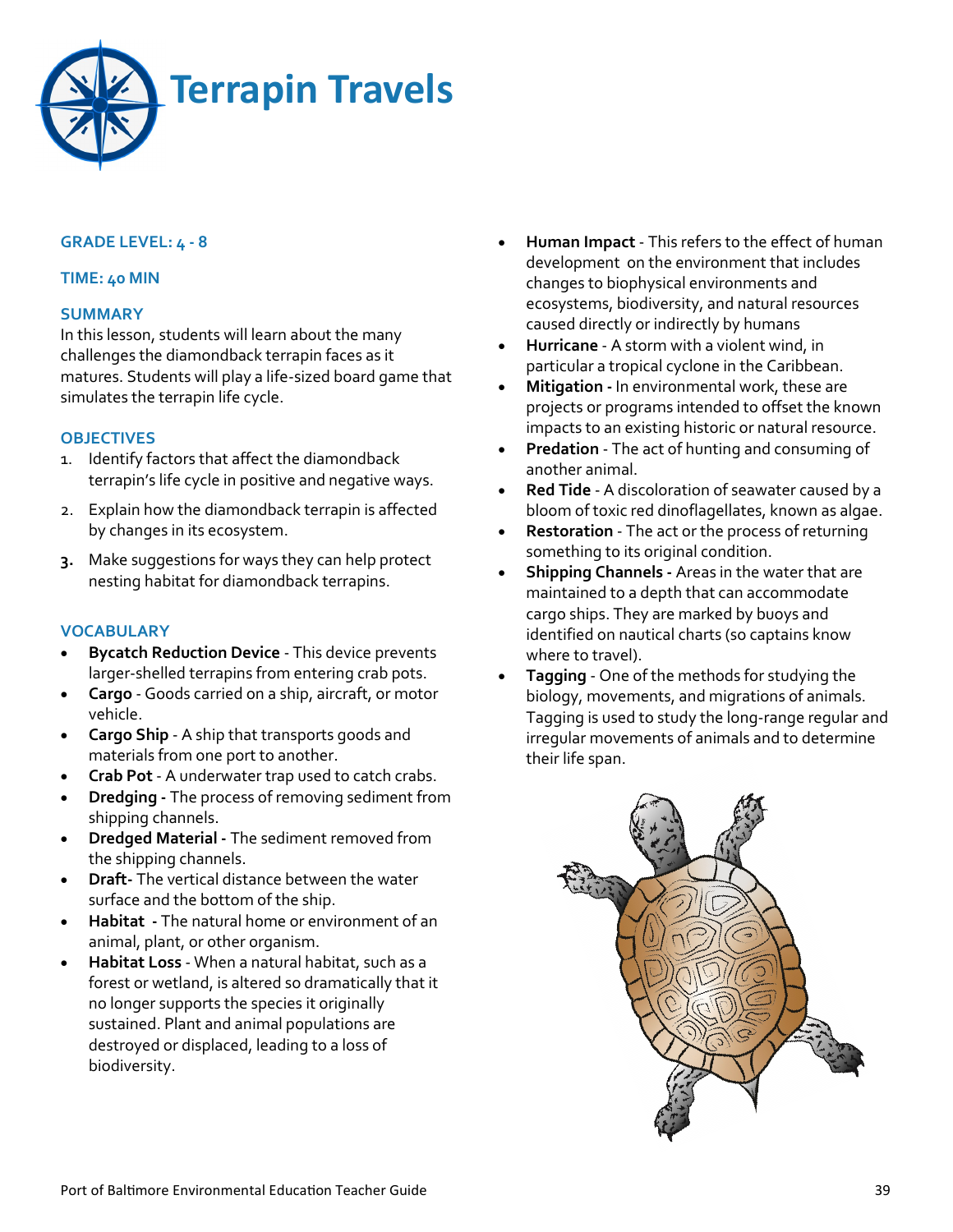# Terrapin Travels

**GRADE LEVEL: 4 - 8**

**TIME: 40 MIN**

## SUMMARY

In this lesson, students will learn about the many challenges the diamondback terrapin faces as it matures. Students will play a life-sized board game that simulates the terrapin life cycle.

## OBJECTIVES

1. Identify factors that affect the diamondback terrapin's life cycle in positive and negative ways.
2. Explain how the diamondback terrapin is affected by changes in its ecosystem.
3. Make suggestions for ways they can help protect nesting habitat for diamondback terrapins.

## VOCABULARY

- **Bycatch Reduction Device** - This device prevents larger-shelled terrapins from entering crab pots.
- **Cargo** - Goods carried on a ship, aircraft, or motor vehicle.
- **Cargo Ship** - A ship that transports goods and materials from one port to another.
- **Crab Pot** - A underwater trap used to catch crabs.
- **Dredging -** The process of removing sediment from shipping channels.
- **Dredged Material -** The sediment removed from the shipping channels.
- **Draft-** The vertical distance between the water surface and the bottom of the ship.
- **Habitat -** The natural home or environment of an animal, plant, or other organism.
- **Habitat Loss** - When a natural habitat, such as a forest or wetland, is altered so dramatically that it no longer supports the species it originally sustained. Plant and animal populations are destroyed or displaced, leading to a loss of biodiversity.
- **Human Impact** - This refers to the effect of human development on the environment that includes changes to biophysical environments and ecosystems, biodiversity, and natural resources caused directly or indirectly by humans
- **Hurricane** - A storm with a violent wind, in particular a tropical cyclone in the Caribbean.
- **Mitigation -** In environmental work, these are projects or programs intended to offset the known impacts to an existing historic or natural resource.
- **Predation** - The act of hunting and consuming of another animal.
- **Red Tide** - A discoloration of seawater caused by a bloom of toxic red dinoflagellates, known as algae.
- **Restoration** - The act or the process of returning something to its original condition.
- **Shipping Channels -** Areas in the water that are maintained to a depth that can accommodate cargo ships. They are marked by buoys and identified on nautical charts (so captains know where to travel).
- **Tagging** - One of the methods for studying the biology, movements, and migrations of animals. Tagging is used to study the long-range regular and irregular movements of animals and to determine their life span.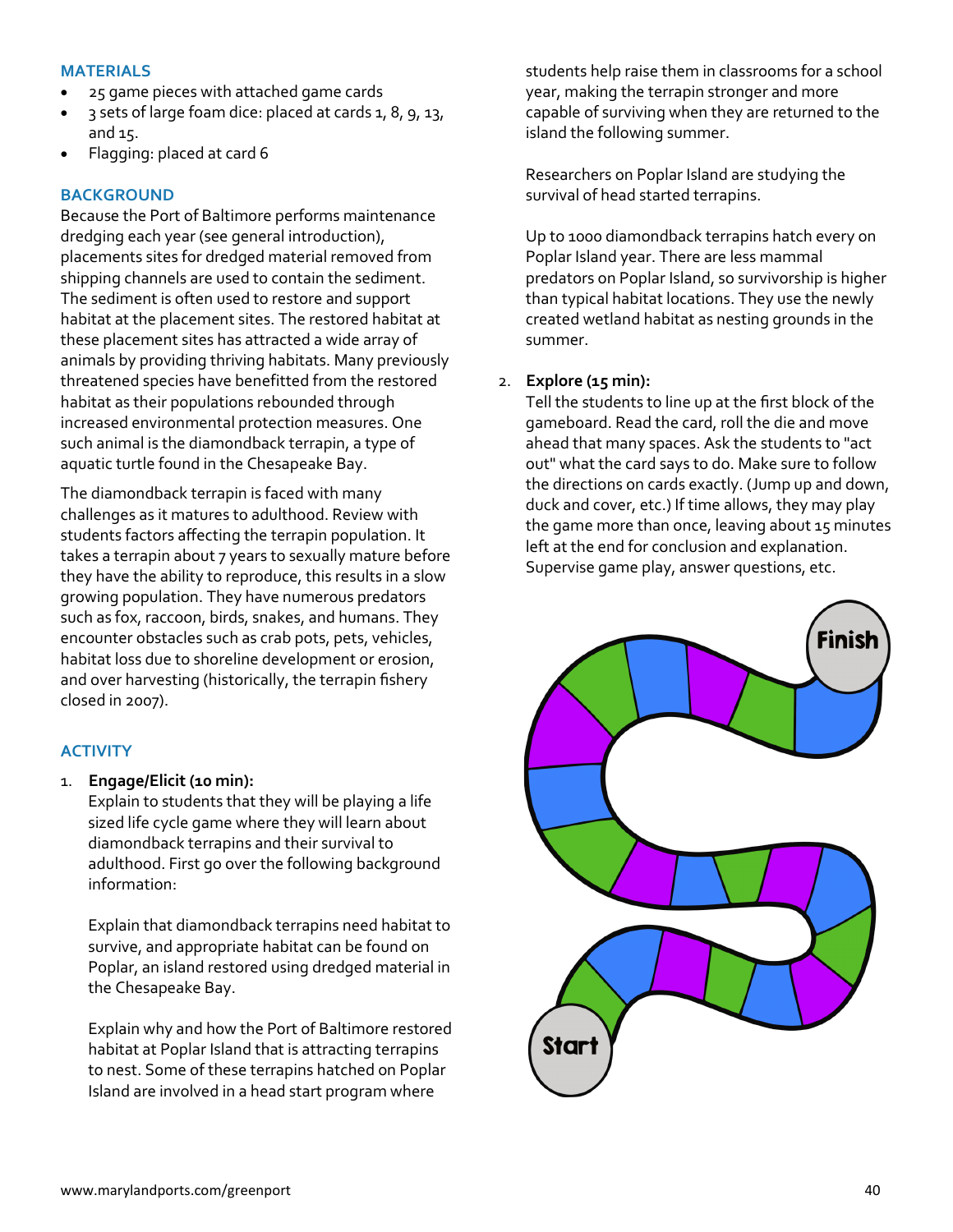### MATERIALS

- 25 game pieces with attached game cards
- 3 sets of large foam dice: placed at cards 1, 8, 9, 13, and 15.
- Flagging: placed at card 6

### BACKGROUND

Because the Port of Baltimore performs maintenance dredging each year (see general introduction), placements sites for dredged material removed from shipping channels are used to contain the sediment. The sediment is often used to restore and support habitat at the placement sites. The restored habitat at these placement sites has attracted a wide array of animals by providing thriving habitats. Many previously threatened species have benefitted from the restored habitat as their populations rebounded through increased environmental protection measures. One such animal is the diamondback terrapin, a type of aquatic turtle found in the Chesapeake Bay.

The diamondback terrapin is faced with many challenges as it matures to adulthood. Review with students factors affecting the terrapin population. It takes a terrapin about 7 years to sexually mature before they have the ability to reproduce, this results in a slow growing population. They have numerous predators such as fox, raccoon, birds, snakes, and humans. They encounter obstacles such as crab pots, pets, vehicles, habitat loss due to shoreline development or erosion, and over harvesting (historically, the terrapin fishery closed in 2007).

### ACTIVITY

1. **Engage/Elicit (10 min):**
   Explain to students that they will be playing a life sized life cycle game where they will learn about diamondback terrapins and their survival to adulthood. First go over the following background information:

   Explain that diamondback terrapins need habitat to survive, and appropriate habitat can be found on Poplar, an island restored using dredged material in the Chesapeake Bay.

   Explain why and how the Port of Baltimore restored habitat at Poplar Island that is attracting terrapins to nest. Some of these terrapins hatched on Poplar Island are involved in a head start program where students help raise them in classrooms for a school year, making the terrapin stronger and more capable of surviving when they are returned to the island the following summer.

   Researchers on Poplar Island are studying the survival of head started terrapins.

   Up to 1000 diamondback terrapins hatch every on Poplar Island year. There are less mammal predators on Poplar Island, so survivorship is higher than typical habitat locations. They use the newly created wetland habitat as nesting grounds in the summer.

2. **Explore (15 min):**
   Tell the students to line up at the first block of the gameboard. Read the card, roll the die and move ahead that many spaces. Ask the students to "act out" what the card says to do. Make sure to follow the directions on cards exactly. (Jump up and down, duck and cover, etc.) If time allows, they may play the game more than once, leaving about 15 minutes left at the end for conclusion and explanation. Supervise game play, answer questions, etc.

Start

Finish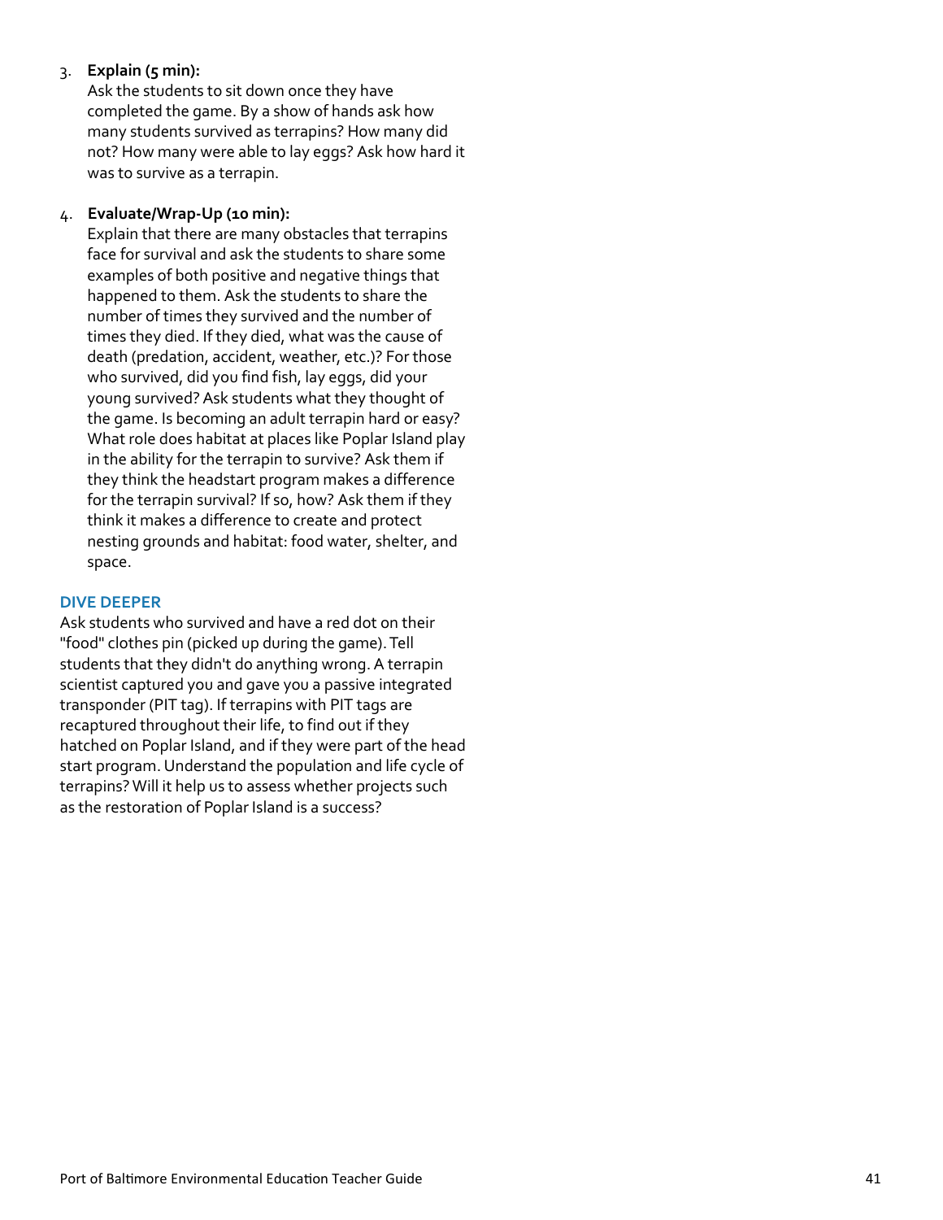3. **Explain (5 min):**
   Ask the students to sit down once they have completed the game. By a show of hands ask how many students survived as terrapins? How many did not? How many were able to lay eggs? Ask how hard it was to survive as a terrapin.

4. **Evaluate/Wrap-Up (10 min):**
   Explain that there are many obstacles that terrapins face for survival and ask the students to share some examples of both positive and negative things that happened to them. Ask the students to share the number of times they survived and the number of times they died. If they died, what was the cause of death (predation, accident, weather, etc.)? For those who survived, did you find fish, lay eggs, did your young survived? Ask students what they thought of the game. Is becoming an adult terrapin hard or easy? What role does habitat at places like Poplar Island play in the ability for the terrapin to survive? Ask them if they think the headstart program makes a difference for the terrapin survival? If so, how? Ask them if they think it makes a difference to create and protect nesting grounds and habitat: food water, shelter, and space.

### DIVE DEEPER

Ask students who survived and have a red dot on their "food" clothes pin (picked up during the game). Tell students that they didn't do anything wrong. A terrapin scientist captured you and gave you a passive integrated transponder (PIT tag). If terrapins with PIT tags are recaptured throughout their life, to find out if they hatched on Poplar Island, and if they were part of the head start program. Understand the population and life cycle of terrapins? Will it help us to assess whether projects such as the restoration of Poplar Island is a success?